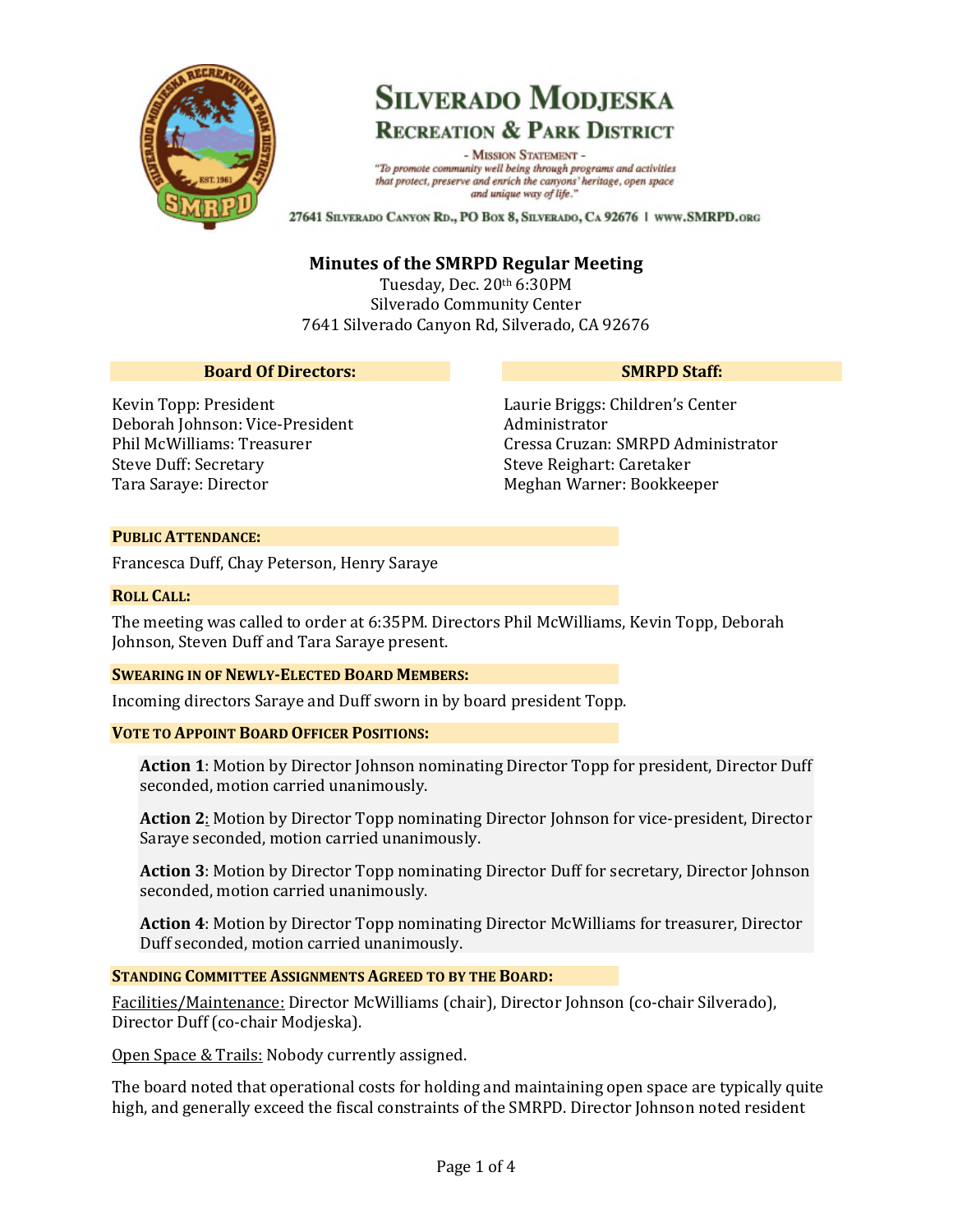# Silverado Modjeska Recreation & Park District

- Mission Statement -
*"To promote community well being through programs and activities that protect, preserve and enrich the canyons' heritage, open space and unique way of life."*

27641 Silverado Canyon Rd., PO Box 8, Silverado, Ca 92676 | www.SMRPD.org

## Minutes of the SMRPD Regular Meeting

Tuesday, Dec. 20th 6:30PM
Silverado Community Center
7641 Silverado Canyon Rd, Silverado, CA 92676

**Board Of Directors:**

Kevin Topp: President
Deborah Johnson: Vice-President
Phil McWilliams: Treasurer
Steve Duff: Secretary
Tara Saraye: Director

**SMRPD Staff:**

Laurie Briggs: Children's Center Administrator
Cressa Cruzan: SMRPD Administrator
Steve Reighart: Caretaker
Meghan Warner: Bookkeeper

### Public Attendance:

Francesca Duff, Chay Peterson, Henry Saraye

### Roll Call:

The meeting was called to order at 6:35PM. Directors Phil McWilliams, Kevin Topp, Deborah Johnson, Steven Duff and Tara Saraye present.

### Swearing in of Newly-Elected Board Members:

Incoming directors Saraye and Duff sworn in by board president Topp.

### Vote to Appoint Board Officer Positions:

**Action 1**: Motion by Director Johnson nominating Director Topp for president, Director Duff seconded, motion carried unanimously.

**Action 2**: Motion by Director Topp nominating Director Johnson for vice-president, Director Saraye seconded, motion carried unanimously.

**Action 3**: Motion by Director Topp nominating Director Duff for secretary, Director Johnson seconded, motion carried unanimously.

**Action 4**: Motion by Director Topp nominating Director McWilliams for treasurer, Director Duff seconded, motion carried unanimously.

### Standing Committee Assignments Agreed to by the Board:

Facilities/Maintenance: Director McWilliams (chair), Director Johnson (co-chair Silverado), Director Duff (co-chair Modjeska).

Open Space & Trails: Nobody currently assigned.

The board noted that operational costs for holding and maintaining open space are typically quite high, and generally exceed the fiscal constraints of the SMRPD. Director Johnson noted resident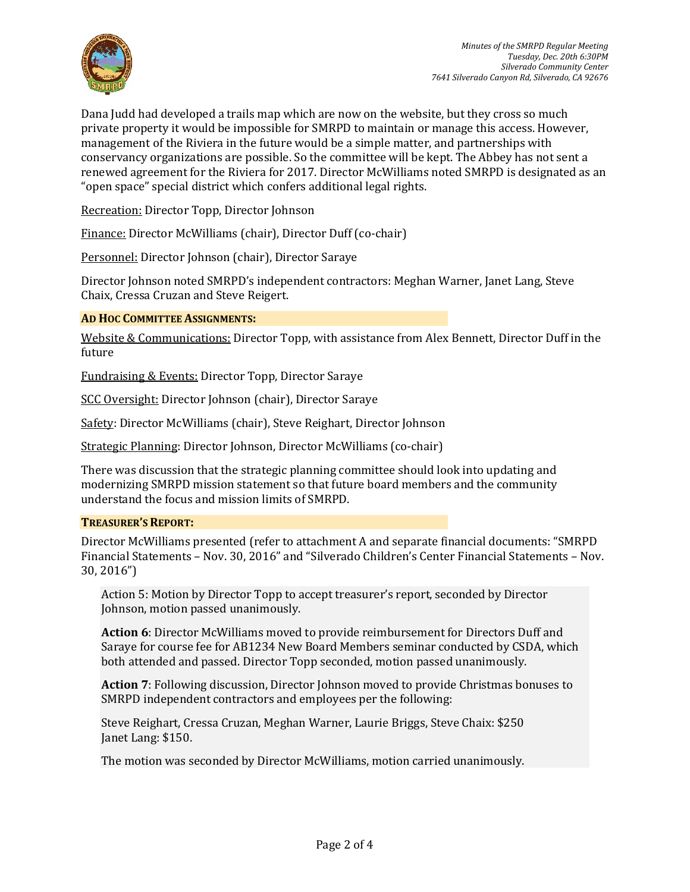Dana Judd had developed a trails map which are now on the website, but they cross so much private property it would be impossible for SMRPD to maintain or manage this access. However, management of the Riviera in the future would be a simple matter, and partnerships with conservancy organizations are possible. So the committee will be kept. The Abbey has not sent a renewed agreement for the Riviera for 2017. Director McWilliams noted SMRPD is designated as an "open space" special district which confers additional legal rights.

Recreation: Director Topp, Director Johnson

Finance: Director McWilliams (chair), Director Duff (co-chair)

Personnel: Director Johnson (chair), Director Saraye

Director Johnson noted SMRPD's independent contractors: Meghan Warner, Janet Lang, Steve Chaix, Cressa Cruzan and Steve Reigert.

## AD HOC COMMITTEE ASSIGNMENTS:

Website & Communications: Director Topp, with assistance from Alex Bennett, Director Duff in the future

Fundraising & Events: Director Topp, Director Saraye

SCC Oversight: Director Johnson (chair), Director Saraye

Safety: Director McWilliams (chair), Steve Reighart, Director Johnson

Strategic Planning: Director Johnson, Director McWilliams (co-chair)

There was discussion that the strategic planning committee should look into updating and modernizing SMRPD mission statement so that future board members and the community understand the focus and mission limits of SMRPD.

## TREASURER'S REPORT:

Director McWilliams presented (refer to attachment A and separate financial documents: "SMRPD Financial Statements – Nov. 30, 2016" and "Silverado Children's Center Financial Statements – Nov. 30, 2016")

Action 5: Motion by Director Topp to accept treasurer's report, seconded by Director Johnson, motion passed unanimously.

**Action 6**: Director McWilliams moved to provide reimbursement for Directors Duff and Saraye for course fee for AB1234 New Board Members seminar conducted by CSDA, which both attended and passed. Director Topp seconded, motion passed unanimously.

**Action 7**: Following discussion, Director Johnson moved to provide Christmas bonuses to SMRPD independent contractors and employees per the following:

Steve Reighart, Cressa Cruzan, Meghan Warner, Laurie Briggs, Steve Chaix: $250
Janet Lang: $150.

The motion was seconded by Director McWilliams, motion carried unanimously.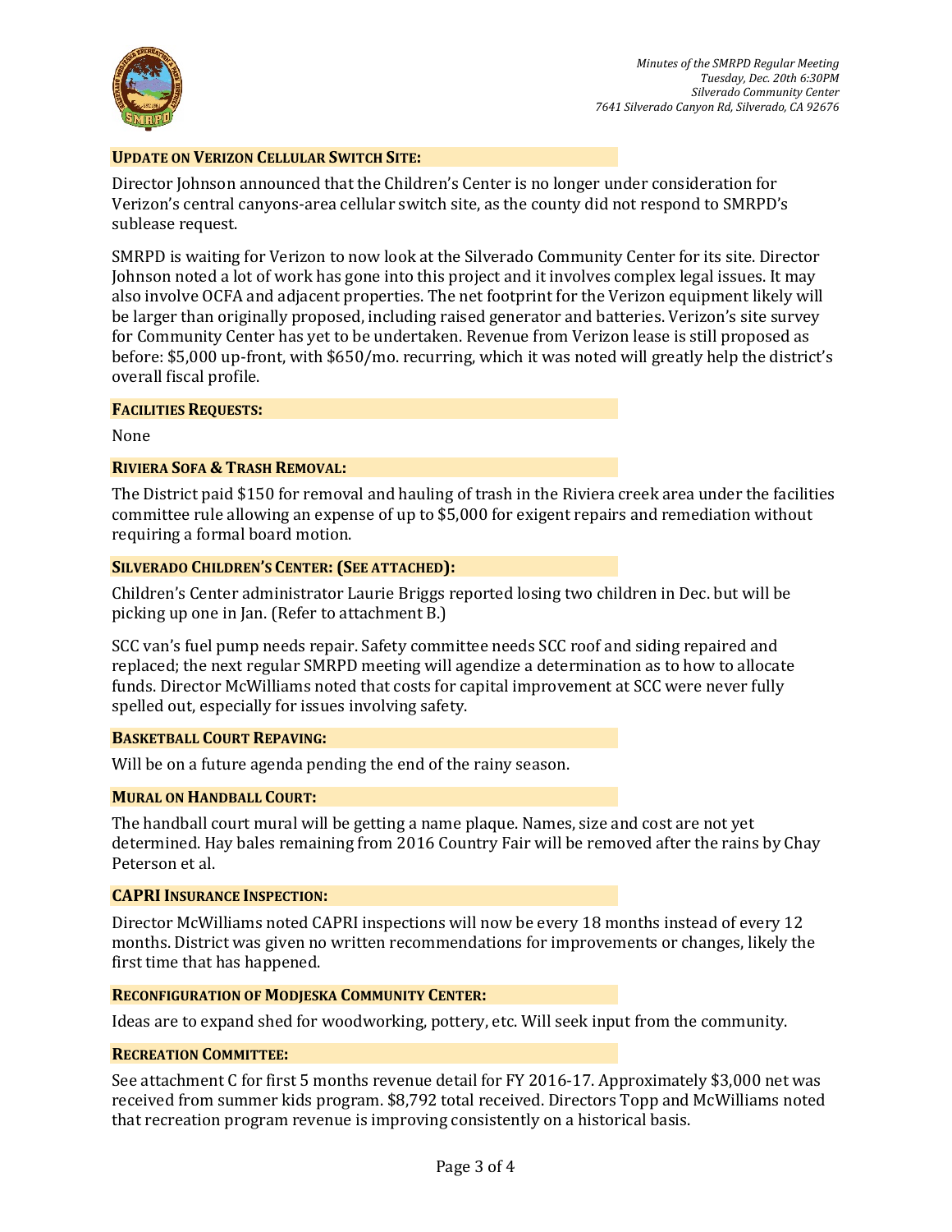**UPDATE ON VERIZON CELLULAR SWITCH SITE:**

Director Johnson announced that the Children's Center is no longer under consideration for Verizon's central canyons-area cellular switch site, as the county did not respond to SMRPD's sublease request.

SMRPD is waiting for Verizon to now look at the Silverado Community Center for its site. Director Johnson noted a lot of work has gone into this project and it involves complex legal issues. It may also involve OCFA and adjacent properties. The net footprint for the Verizon equipment likely will be larger than originally proposed, including raised generator and batteries. Verizon's site survey for Community Center has yet to be undertaken. Revenue from Verizon lease is still proposed as before: $5,000 up-front, with $650/mo. recurring, which it was noted will greatly help the district's overall fiscal profile.

**FACILITIES REQUESTS:**

None

**RIVIERA SOFA & TRASH REMOVAL:**

The District paid $150 for removal and hauling of trash in the Riviera creek area under the facilities committee rule allowing an expense of up to $5,000 for exigent repairs and remediation without requiring a formal board motion.

**SILVERADO CHILDREN'S CENTER: (SEE ATTACHED):**

Children's Center administrator Laurie Briggs reported losing two children in Dec. but will be picking up one in Jan. (Refer to attachment B.)

SCC van's fuel pump needs repair. Safety committee needs SCC roof and siding repaired and replaced; the next regular SMRPD meeting will agendize a determination as to how to allocate funds. Director McWilliams noted that costs for capital improvement at SCC were never fully spelled out, especially for issues involving safety.

**BASKETBALL COURT REPAVING:**

Will be on a future agenda pending the end of the rainy season.

**MURAL ON HANDBALL COURT:**

The handball court mural will be getting a name plaque. Names, size and cost are not yet determined. Hay bales remaining from 2016 Country Fair will be removed after the rains by Chay Peterson et al.

**CAPRI INSURANCE INSPECTION:**

Director McWilliams noted CAPRI inspections will now be every 18 months instead of every 12 months. District was given no written recommendations for improvements or changes, likely the first time that has happened.

**RECONFIGURATION OF MODJESKA COMMUNITY CENTER:**

Ideas are to expand shed for woodworking, pottery, etc. Will seek input from the community.

**RECREATION COMMITTEE:**

See attachment C for first 5 months revenue detail for FY 2016-17. Approximately $3,000 net was received from summer kids program. $8,792 total received. Directors Topp and McWilliams noted that recreation program revenue is improving consistently on a historical basis.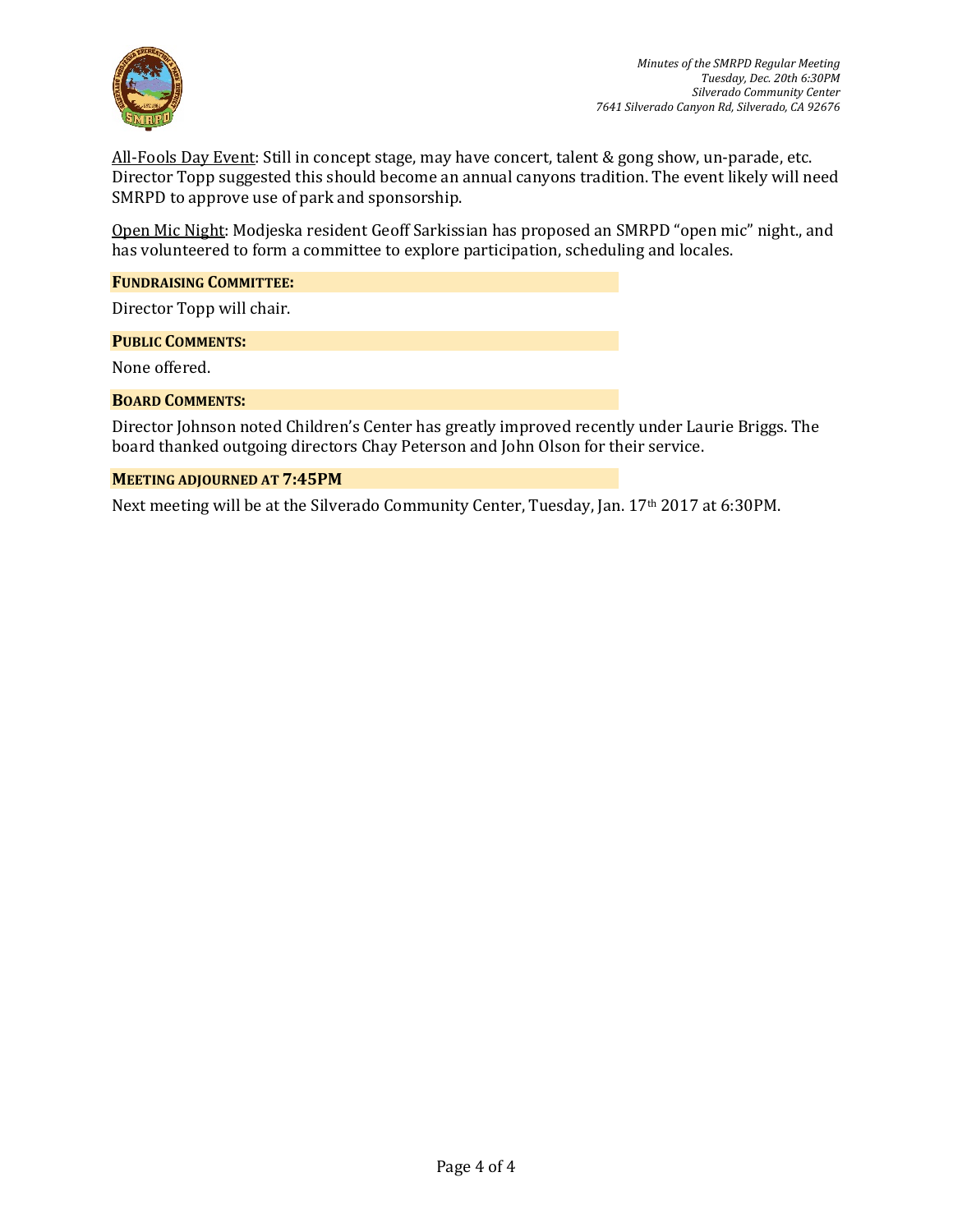<u>All-Fools Day Event</u>: Still in concept stage, may have concert, talent & gong show, un-parade, etc. Director Topp suggested this should become an annual canyons tradition. The event likely will need SMRPD to approve use of park and sponsorship.

<u>Open Mic Night</u>: Modjeska resident Geoff Sarkissian has proposed an SMRPD "open mic" night., and has volunteered to form a committee to explore participation, scheduling and locales.

**FUNDRAISING COMMITTEE:**

Director Topp will chair.

**PUBLIC COMMENTS:**

None offered.

**BOARD COMMENTS:**

Director Johnson noted Children's Center has greatly improved recently under Laurie Briggs. The board thanked outgoing directors Chay Peterson and John Olson for their service.

**MEETING ADJOURNED AT 7:45PM**

Next meeting will be at the Silverado Community Center, Tuesday, Jan. 17th 2017 at 6:30PM.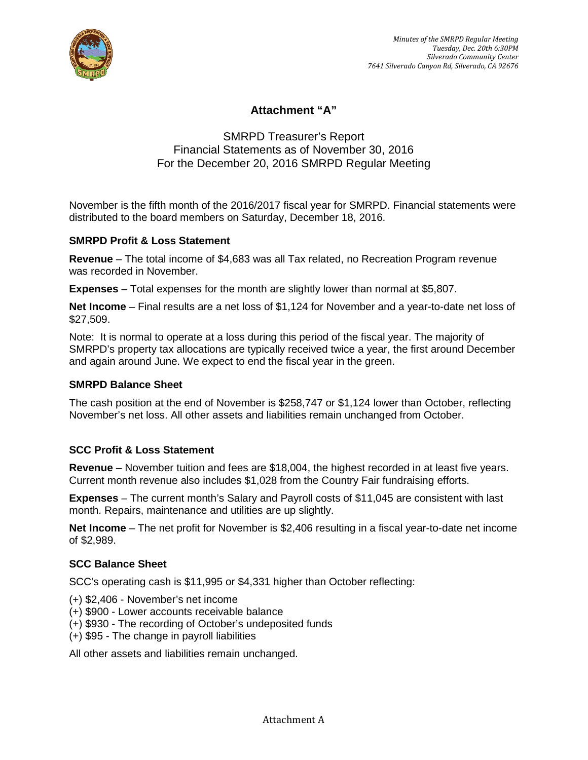# Attachment "A"

SMRPD Treasurer's Report
Financial Statements as of November 30, 2016
For the December 20, 2016 SMRPD Regular Meeting

November is the fifth month of the 2016/2017 fiscal year for SMRPD. Financial statements were distributed to the board members on Saturday, December 18, 2016.

### SMRPD Profit & Loss Statement

**Revenue** – The total income of $4,683 was all Tax related, no Recreation Program revenue was recorded in November.

**Expenses** – Total expenses for the month are slightly lower than normal at $5,807.

**Net Income** – Final results are a net loss of $1,124 for November and a year-to-date net loss of $27,509.

Note: It is normal to operate at a loss during this period of the fiscal year. The majority of SMRPD's property tax allocations are typically received twice a year, the first around December and again around June. We expect to end the fiscal year in the green.

### SMRPD Balance Sheet

The cash position at the end of November is $258,747 or $1,124 lower than October, reflecting November's net loss. All other assets and liabilities remain unchanged from October.

### SCC Profit & Loss Statement

**Revenue** – November tuition and fees are $18,004, the highest recorded in at least five years. Current month revenue also includes $1,028 from the Country Fair fundraising efforts.

**Expenses** – The current month's Salary and Payroll costs of $11,045 are consistent with last month. Repairs, maintenance and utilities are up slightly.

**Net Income** – The net profit for November is $2,406 resulting in a fiscal year-to-date net income of $2,989.

### SCC Balance Sheet

SCC's operating cash is $11,995 or $4,331 higher than October reflecting:

(+) $2,406 - November's net income
(+) $900 - Lower accounts receivable balance
(+) $930 - The recording of October's undeposited funds
(+) $95 - The change in payroll liabilities

All other assets and liabilities remain unchanged.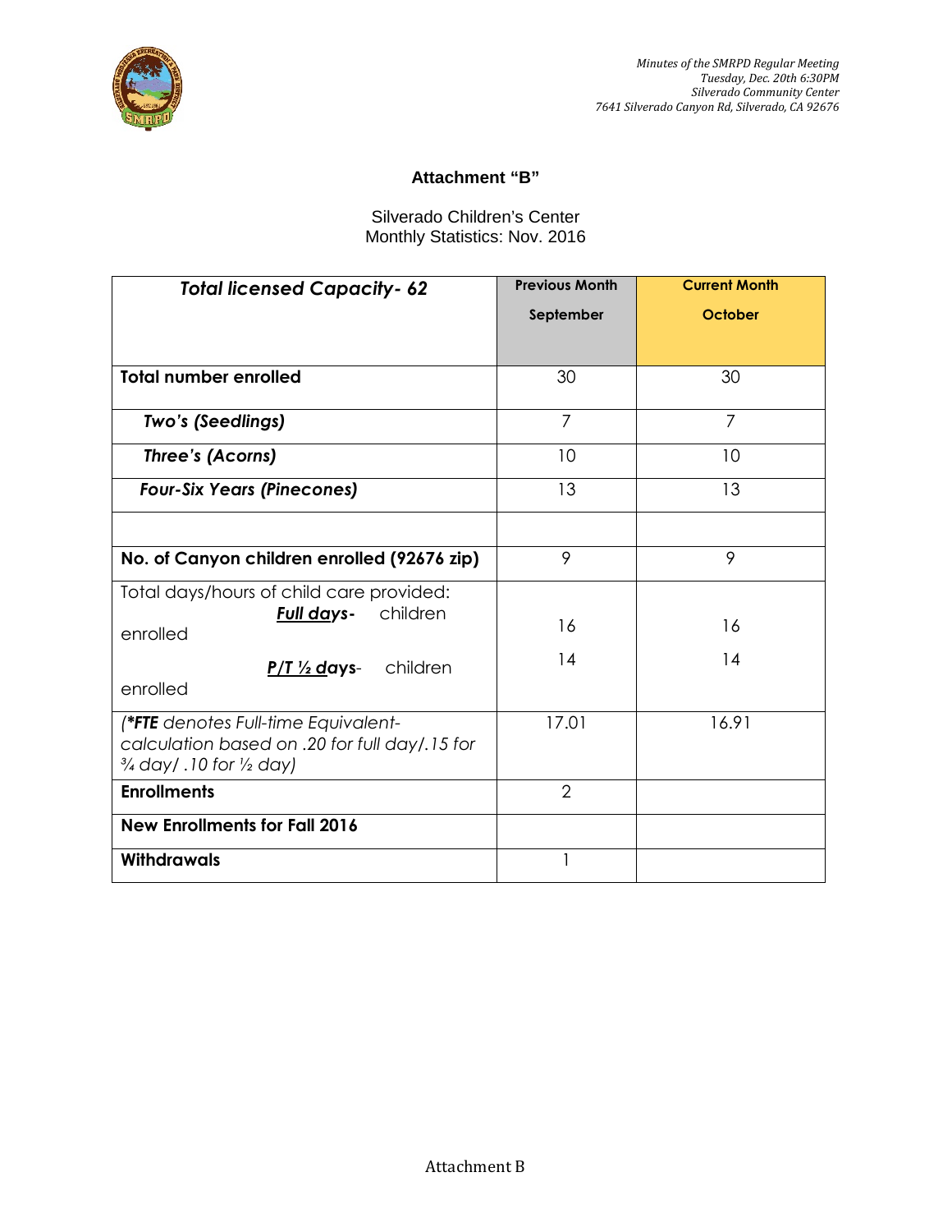**Attachment "B"**

Silverado Children's Center
Monthly Statistics: Nov. 2016

| ***Total licensed Capacity- 62*** | **Previous Month**<br>**September** | **Current Month**<br>**October** |
|---|---|---|
| **Total number enrolled** | 30 | 30 |
| ***Two's (Seedlings)*** | 7 | 7 |
| ***Three's (Acorns)*** | 10 | 10 |
| ***Four-Six Years (Pinecones)*** | 13 | 13 |
| | | |
| **No. of Canyon children enrolled (92676 zip)** | 9 | 9 |
| Total days/hours of child care provided:<br>***Full days*** - children enrolled<br>***P/T ½ days*** - children enrolled | 16<br>14 | 16<br>14 |
| *(\*FTE denotes Full-time Equivalent- calculation based on .20 for full day/.15 for ¾ day/ .10 for ½ day)* | 17.01 | 16.91 |
| **Enrollments** | 2 | |
| **New Enrollments for Fall 2016** | | |
| **Withdrawals** | 1 | |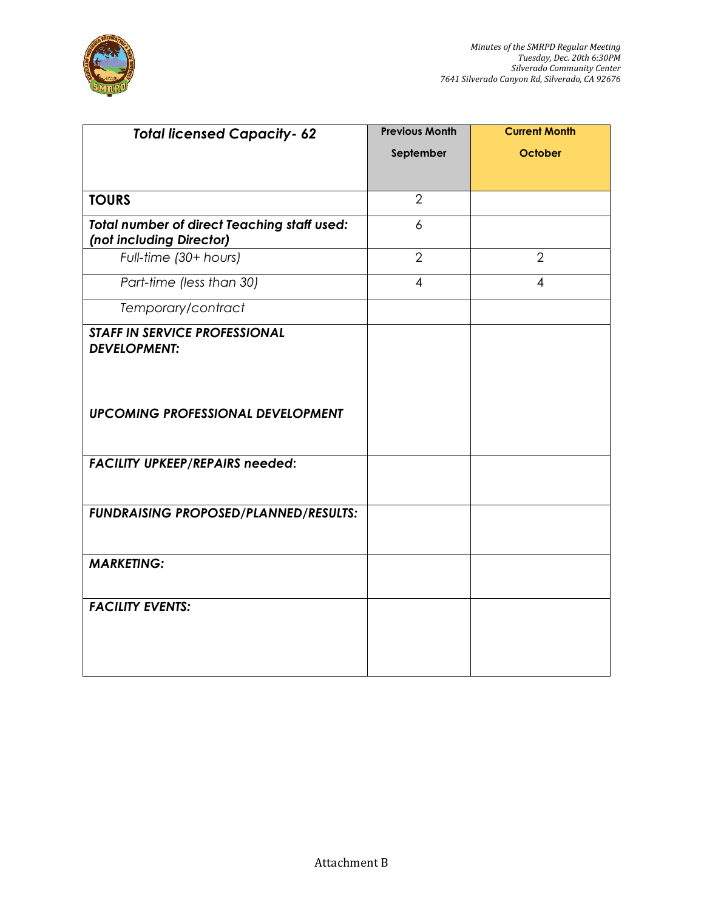| *Total licensed Capacity- 62* | Previous Month<br>September | Current Month<br>October |
|---|---|---|
| **TOURS** | 2 | |
| ***Total number of direct Teaching staff used: (not including Director)*** | 6 | |
| *Full-time (30+ hours)* | 2 | 2 |
| *Part-time (less than 30)* | 4 | 4 |
| *Temporary/contract* | | |
| ***STAFF IN SERVICE PROFESSIONAL DEVELOPMENT:***<br><br>***UPCOMING PROFESSIONAL DEVELOPMENT*** | | |
| ***FACILITY UPKEEP/REPAIRS needed:*** | | |
| ***FUNDRAISING PROPOSED/PLANNED/RESULTS:*** | | |
| ***MARKETING:*** | | |
| ***FACILITY EVENTS:*** | | |

Attachment B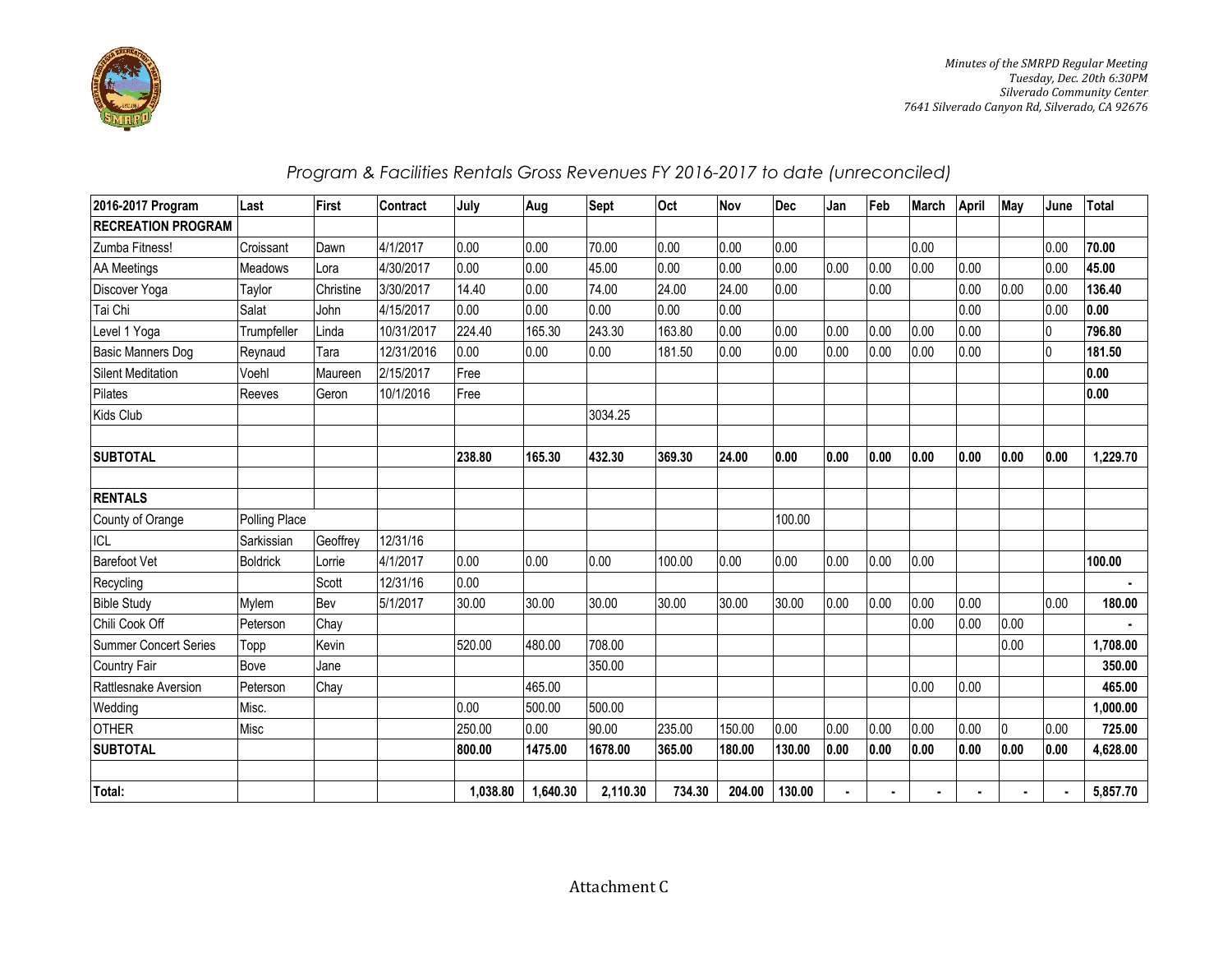*Minutes of the SMRPD Regular Meeting*
*Tuesday, Dec. 20th 6:30PM*
*Silverado Community Center*
*7641 Silverado Canyon Rd, Silverado, CA 92676*

## Program & Facilities Rentals Gross Revenues FY 2016-2017 to date (unreconciled)

| 2016-2017 Program | Last | First | Contract | July | Aug | Sept | Oct | Nov | Dec | Jan | Feb | March | April | May | June | Total |
|---|---|---|---|---|---|---|---|---|---|---|---|---|---|---|---|---|
| **RECREATION PROGRAM** | | | | | | | | | | | | | | | | |
| Zumba Fitness! | Croissant | Dawn | 4/1/2017 | 0.00 | 0.00 | 70.00 | 0.00 | 0.00 | 0.00 | | | 0.00 | | | 0.00 | **70.00** |
| AA Meetings | Meadows | Lora | 4/30/2017 | 0.00 | 0.00 | 45.00 | 0.00 | 0.00 | 0.00 | 0.00 | 0.00 | 0.00 | 0.00 | | 0.00 | **45.00** |
| Discover Yoga | Taylor | Christine | 3/30/2017 | 14.40 | 0.00 | 74.00 | 24.00 | 24.00 | 0.00 | | 0.00 | | 0.00 | 0.00 | 0.00 | **136.40** |
| Tai Chi | Salat | John | 4/15/2017 | 0.00 | 0.00 | 0.00 | 0.00 | 0.00 | | | | | 0.00 | | 0.00 | **0.00** |
| Level 1 Yoga | Trumpfeller | Linda | 10/31/2017 | 224.40 | 165.30 | 243.30 | 163.80 | 0.00 | 0.00 | 0.00 | 0.00 | 0.00 | 0.00 | | 0 | **796.80** |
| Basic Manners Dog | Reynaud | Tara | 12/31/2016 | 0.00 | 0.00 | 0.00 | 181.50 | 0.00 | 0.00 | 0.00 | 0.00 | 0.00 | 0.00 | | 0 | **181.50** |
| Silent Meditation | Voehl | Maureen | 2/15/2017 | Free | | | | | | | | | | | | **0.00** |
| Pilates | Reeves | Geron | 10/1/2016 | Free | | | | | | | | | | | | **0.00** |
| Kids Club | | | | | | 3034.25 | | | | | | | | | | |
| | | | | | | | | | | | | | | | | |
| **SUBTOTAL** | | | | **238.80** | **165.30** | **432.30** | **369.30** | **24.00** | **0.00** | **0.00** | **0.00** | **0.00** | **0.00** | **0.00** | **0.00** | **1,229.70** |
| | | | | | | | | | | | | | | | | |
| **RENTALS** | | | | | | | | | | | | | | | | |
| County of Orange | Polling Place | | | | | | | | 100.00 | | | | | | | |
| ICL | Sarkissian | Geoffrey | 12/31/16 | | | | | | | | | | | | | |
| Barefoot Vet | Boldrick | Lorrie | 4/1/2017 | 0.00 | 0.00 | 0.00 | 100.00 | 0.00 | 0.00 | 0.00 | 0.00 | 0.00 | | | | **100.00** |
| Recycling | | Scott | 12/31/16 | 0.00 | | | | | | | | | | | | **-** |
| Bible Study | Mylem | Bev | 5/1/2017 | 30.00 | 30.00 | 30.00 | 30.00 | 30.00 | 30.00 | 0.00 | 0.00 | 0.00 | 0.00 | | 0.00 | **180.00** |
| Chili Cook Off | Peterson | Chay | | | | | | | | | | 0.00 | 0.00 | 0.00 | | **-** |
| Summer Concert Series | Topp | Kevin | | 520.00 | 480.00 | 708.00 | | | | | | | | 0.00 | | **1,708.00** |
| Country Fair | Bove | Jane | | | | 350.00 | | | | | | | | | | **350.00** |
| Rattlesnake Aversion | Peterson | Chay | | | 465.00 | | | | | | | 0.00 | 0.00 | | | **465.00** |
| Wedding | Misc. | | | 0.00 | 500.00 | 500.00 | | | | | | | | | | **1,000.00** |
| OTHER | Misc | | | 250.00 | 0.00 | 90.00 | 235.00 | 150.00 | 0.00 | 0.00 | 0.00 | 0.00 | 0.00 | 0 | 0.00 | **725.00** |
| **SUBTOTAL** | | | | **800.00** | **1475.00** | **1678.00** | **365.00** | **180.00** | **130.00** | **0.00** | **0.00** | **0.00** | **0.00** | **0.00** | **0.00** | **4,628.00** |
| | | | | | | | | | | | | | | | | |
| **Total:** | | | | **1,038.80** | **1,640.30** | **2,110.30** | **734.30** | **204.00** | **130.00** | **-** | **-** | **-** | **-** | **-** | **-** | **5,857.70** |

Attachment C